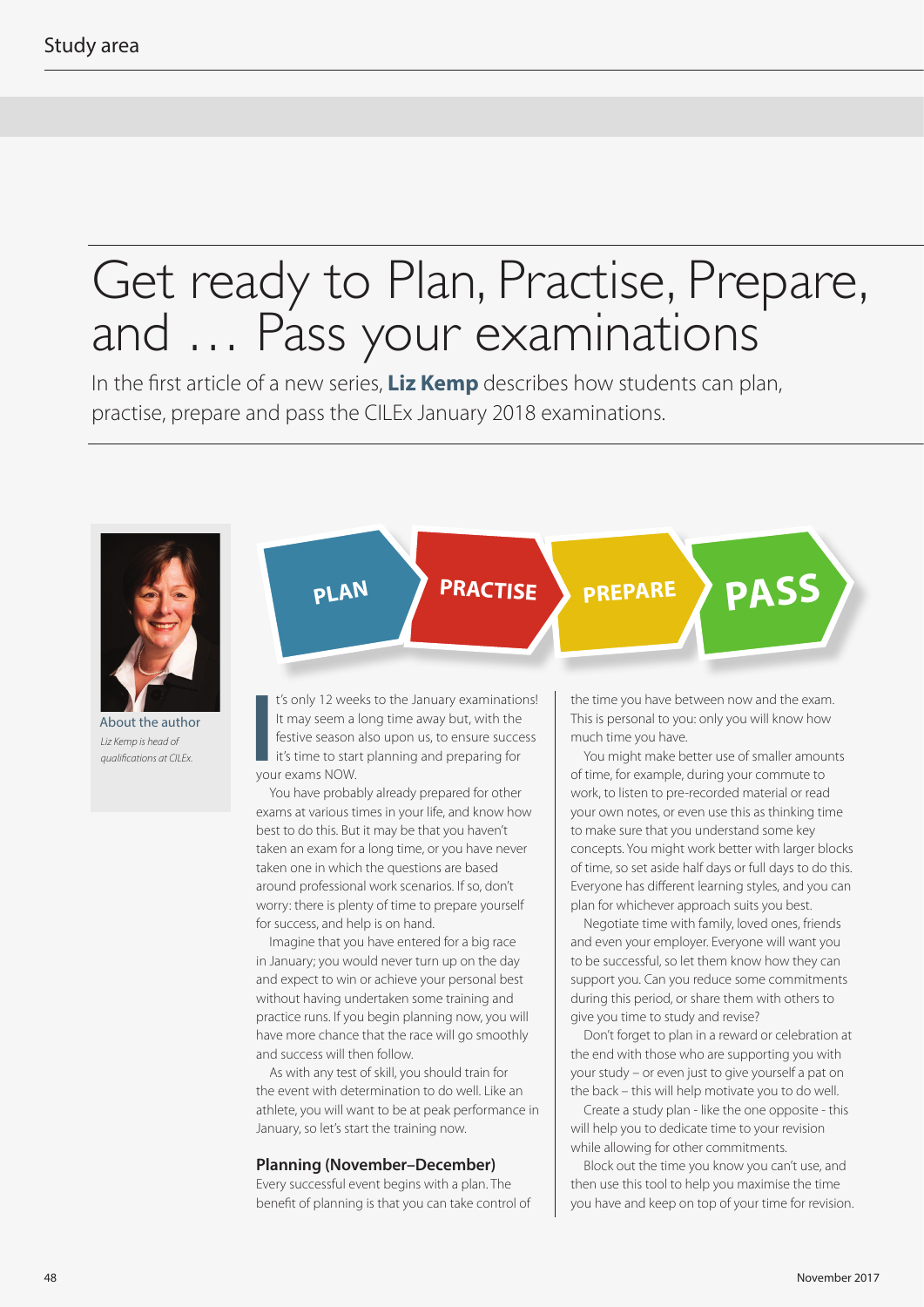# Get ready to Plan, Practise, Prepare, and … Pass your examinations

In the first article of a new series, **Liz Kemp** describes how students can plan, practise, prepare and pass the CILEx January 2018 examinations.

About the author

*Liz Kemp is head of qualifications at CILEx.*

PLAN PRACTISE PREPARE PASS

It's only 12 weeks to the January examinations! It may seem a long time away but, with the festive season also upon us, to ensure success it's time to start planning and preparing for your exams NOW.

You have probably already prepared for other exams at various times in your life, and know how best to do this. But it may be that you haven't taken an exam for a long time, or you have never taken one in which the questions are based around professional work scenarios. If so, don't worry: there is plenty of time to prepare yourself for success, and help is on hand.

Imagine that you have entered for a big race in January; you would never turn up on the day and expect to win or achieve your personal best without having undertaken some training and practice runs. If you begin planning now, you will have more chance that the race will go smoothly and success will then follow.

As with any test of skill, you should train for the event with determination to do well. Like an athlete, you will want to be at peak performance in January, so let's start the training now.

## Planning (November–December)

Every successful event begins with a plan. The benefit of planning is that you can take control of the time you have between now and the exam. This is personal to you: only you will know how much time you have.

You might make better use of smaller amounts of time, for example, during your commute to work, to listen to pre-recorded material or read your own notes, or even use this as thinking time to make sure that you understand some key concepts. You might work better with larger blocks of time, so set aside half days or full days to do this. Everyone has different learning styles, and you can plan for whichever approach suits you best.

Negotiate time with family, loved ones, friends and even your employer. Everyone will want you to be successful, so let them know how they can support you. Can you reduce some commitments during this period, or share them with others to give you time to study and revise?

Don't forget to plan in a reward or celebration at the end with those who are supporting you with your study – or even just to give yourself a pat on the back – this will help motivate you to do well.

Create a study plan - like the one opposite - this will help you to dedicate time to your revision while allowing for other commitments.

Block out the time you know you can't use, and then use this tool to help you maximise the time you have and keep on top of your time for revision.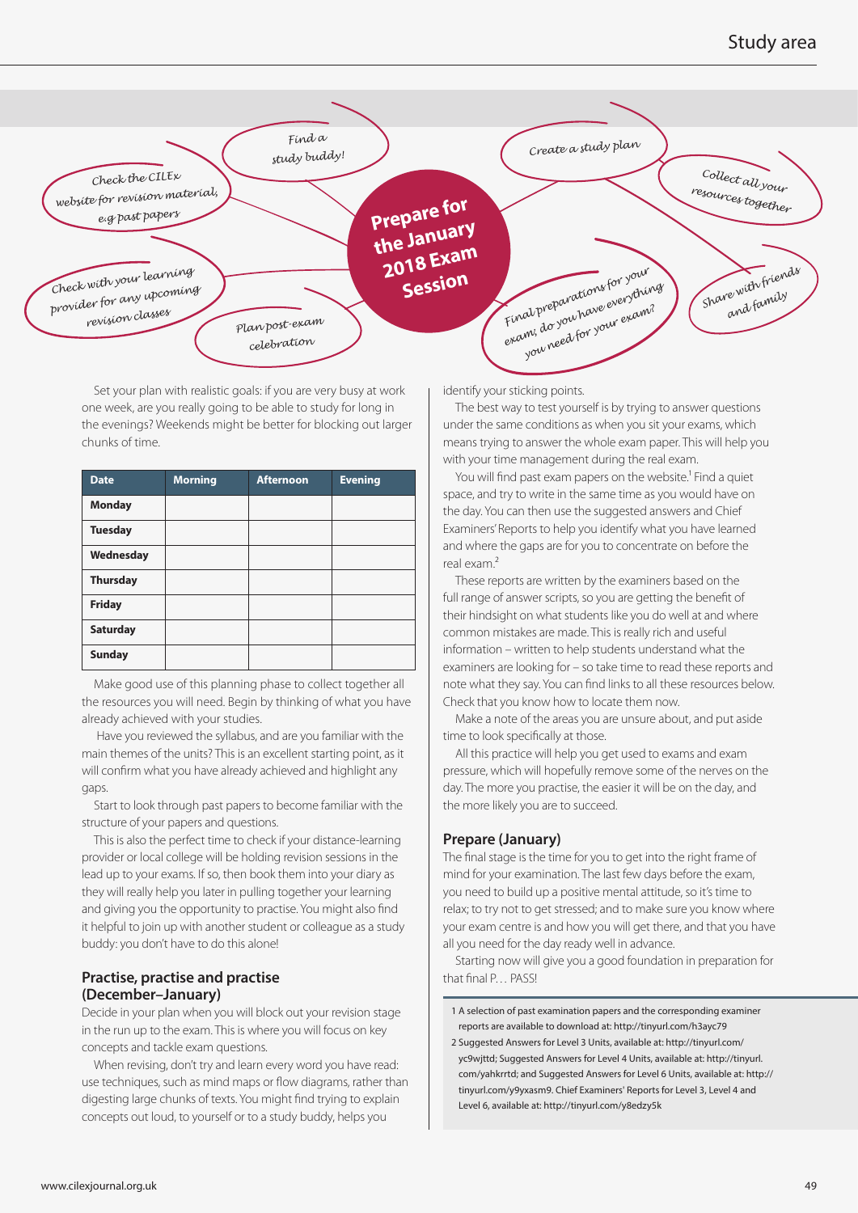Check the CILEx website for revision material, e.g past papers

Find a study buddy!

Prepare for the January 2018 Exam Session

Create a study plan

Collect all your resources together

Check with your learning provider for any upcoming revision classes

Plan post-exam celebration

Final preparations for your exam; do you have everything you need for your exam?

Share with friends and family

Set your plan with realistic goals: if you are very busy at work one week, are you really going to be able to study for long in the evenings? Weekends might be better for blocking out larger chunks of time.

| Date | Morning | Afternoon | Evening |
|---|---|---|---|
| **Monday** | | | |
| **Tuesday** | | | |
| **Wednesday** | | | |
| **Thursday** | | | |
| **Friday** | | | |
| **Saturday** | | | |
| **Sunday** | | | |

Make good use of this planning phase to collect together all the resources you will need. Begin by thinking of what you have already achieved with your studies.

Have you reviewed the syllabus, and are you familiar with the main themes of the units? This is an excellent starting point, as it will confirm what you have already achieved and highlight any gaps.

Start to look through past papers to become familiar with the structure of your papers and questions.

This is also the perfect time to check if your distance-learning provider or local college will be holding revision sessions in the lead up to your exams. If so, then book them into your diary as they will really help you later in pulling together your learning and giving you the opportunity to practise. You might also find it helpful to join up with another student or colleague as a study buddy: you don't have to do this alone!

### Practise, practise and practise (December–January)

Decide in your plan when you will block out your revision stage in the run up to the exam. This is where you will focus on key concepts and tackle exam questions.

When revising, don't try and learn every word you have read: use techniques, such as mind maps or flow diagrams, rather than digesting large chunks of texts. You might find trying to explain concepts out loud, to yourself or to a study buddy, helps you identify your sticking points.

The best way to test yourself is by trying to answer questions under the same conditions as when you sit your exams, which means trying to answer the whole exam paper. This will help you with your time management during the real exam.

You will find past exam papers on the website.[1] Find a quiet space, and try to write in the same time as you would have on the day. You can then use the suggested answers and Chief Examiners' Reports to help you identify what you have learned and where the gaps are for you to concentrate on before the real exam.[2]

These reports are written by the examiners based on the full range of answer scripts, so you are getting the benefit of their hindsight on what students like you do well at and where common mistakes are made. This is really rich and useful information – written to help students understand what the examiners are looking for – so take time to read these reports and note what they say. You can find links to all these resources below. Check that you know how to locate them now.

Make a note of the areas you are unsure about, and put aside time to look specifically at those.

All this practice will help you get used to exams and exam pressure, which will hopefully remove some of the nerves on the day. The more you practise, the easier it will be on the day, and the more likely you are to succeed.

### Prepare (January)

The final stage is the time for you to get into the right frame of mind for your examination. The last few days before the exam, you need to build up a positive mental attitude, so it's time to relax; to try not to get stressed; and to make sure you know where your exam centre is and how you will get there, and that you have all you need for the day ready well in advance.

Starting now will give you a good foundation in preparation for that final P… PASS!

1 A selection of past examination papers and the corresponding examiner reports are available to download at: http://tinyurl.com/h3ayc79

2 Suggested Answers for Level 3 Units, available at: http://tinyurl.com/yc9wjttd; Suggested Answers for Level 4 Units, available at: http://tinyurl.com/yahkrrtd; and Suggested Answers for Level 6 Units, available at: http://tinyurl.com/y9yxasm9. Chief Examiners' Reports for Level 3, Level 4 and Level 6, available at: http://tinyurl.com/y8edzy5k